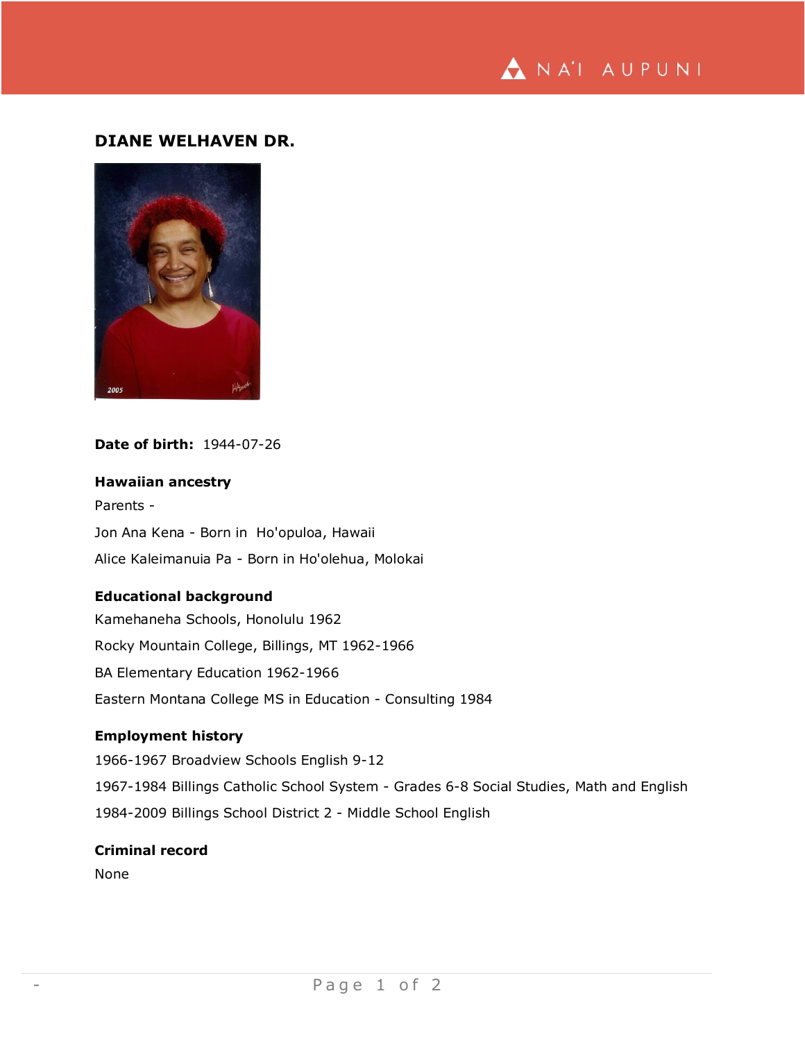# DIANE WELHAVEN DR.

**Date of birth:** 1944-07-26

## Hawaiian ancestry

Parents -

Jon Ana Kena - Born in Ho'opuloa, Hawaii

Alice Kaleimanuia Pa - Born in Ho'olehua, Molokai

## Educational background

Kamehaneha Schools, Honolulu 1962

Rocky Mountain College, Billings, MT 1962-1966

BA Elementary Education 1962-1966

Eastern Montana College MS in Education - Consulting 1984

## Employment history

1966-1967 Broadview Schools English 9-12

1967-1984 Billings Catholic School System - Grades 6-8 Social Studies, Math and English

1984-2009 Billings School District 2 - Middle School English

## Criminal record

None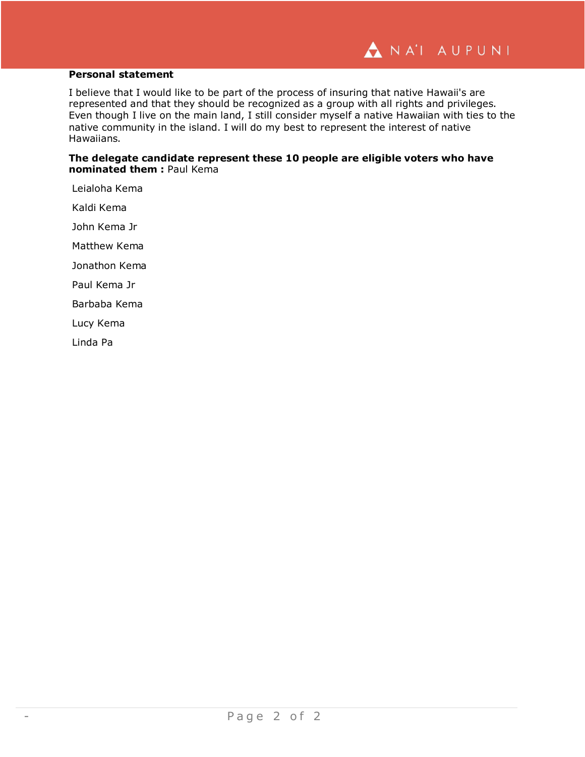**Personal statement**

I believe that I would like to be part of the process of insuring that native Hawaii's are represented and that they should be recognized as a group with all rights and privileges. Even though I live on the main land, I still consider myself a native Hawaiian with ties to the native community in the island. I will do my best to represent the interest of native Hawaiians.

**The delegate candidate represent these 10 people are eligible voters who have nominated them :** Paul Kema

Leialoha Kema

Kaldi Kema

John Kema Jr

Matthew Kema

Jonathon Kema

Paul Kema Jr

Barbaba Kema

Lucy Kema

Linda Pa